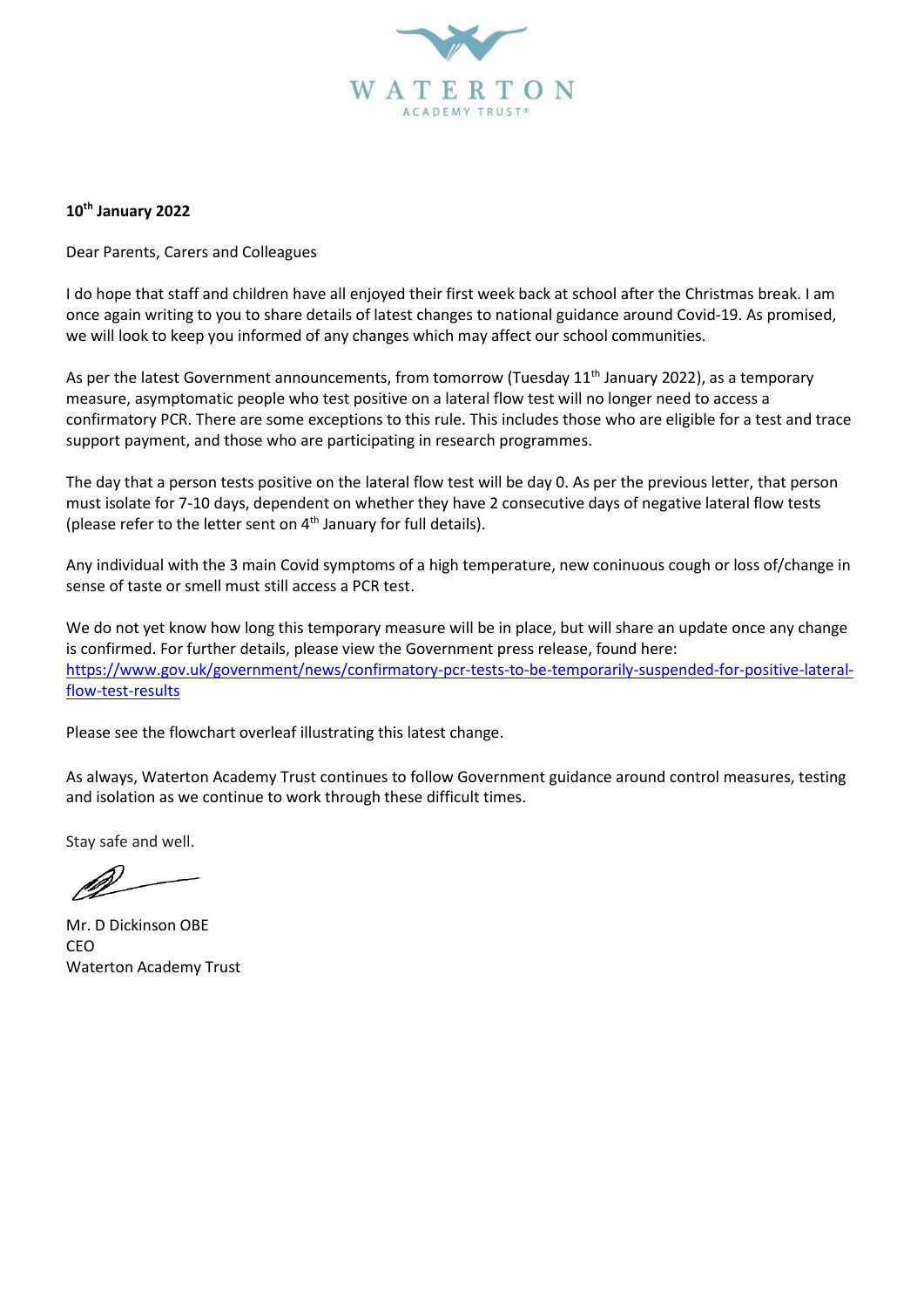WATERTON
ACADEMY TRUST®

**10th January 2022**

Dear Parents, Carers and Colleagues

I do hope that staff and children have all enjoyed their first week back at school after the Christmas break. I am once again writing to you to share details of latest changes to national guidance around Covid-19. As promised, we will look to keep you informed of any changes which may affect our school communities.

As per the latest Government announcements, from tomorrow (Tuesday 11th January 2022), as a temporary measure, asymptomatic people who test positive on a lateral flow test will no longer need to access a confirmatory PCR. There are some exceptions to this rule. This includes those who are eligible for a test and trace support payment, and those who are participating in research programmes.

The day that a person tests positive on the lateral flow test will be day 0. As per the previous letter, that person must isolate for 7-10 days, dependent on whether they have 2 consecutive days of negative lateral flow tests (please refer to the letter sent on 4th January for full details).

Any individual with the 3 main Covid symptoms of a high temperature, new coninuous cough or loss of/change in sense of taste or smell must still access a PCR test.

We do not yet know how long this temporary measure will be in place, but will share an update once any change is confirmed. For further details, please view the Government press release, found here: [https://www.gov.uk/government/news/confirmatory-pcr-tests-to-be-temporarily-suspended-for-positive-lateral-flow-test-results](https://www.gov.uk/government/news/confirmatory-pcr-tests-to-be-temporarily-suspended-for-positive-lateral-flow-test-results)

Please see the flowchart overleaf illustrating this latest change.

As always, Waterton Academy Trust continues to follow Government guidance around control measures, testing and isolation as we continue to work through these difficult times.

Stay safe and well.

Mr. D Dickinson OBE
CEO
Waterton Academy Trust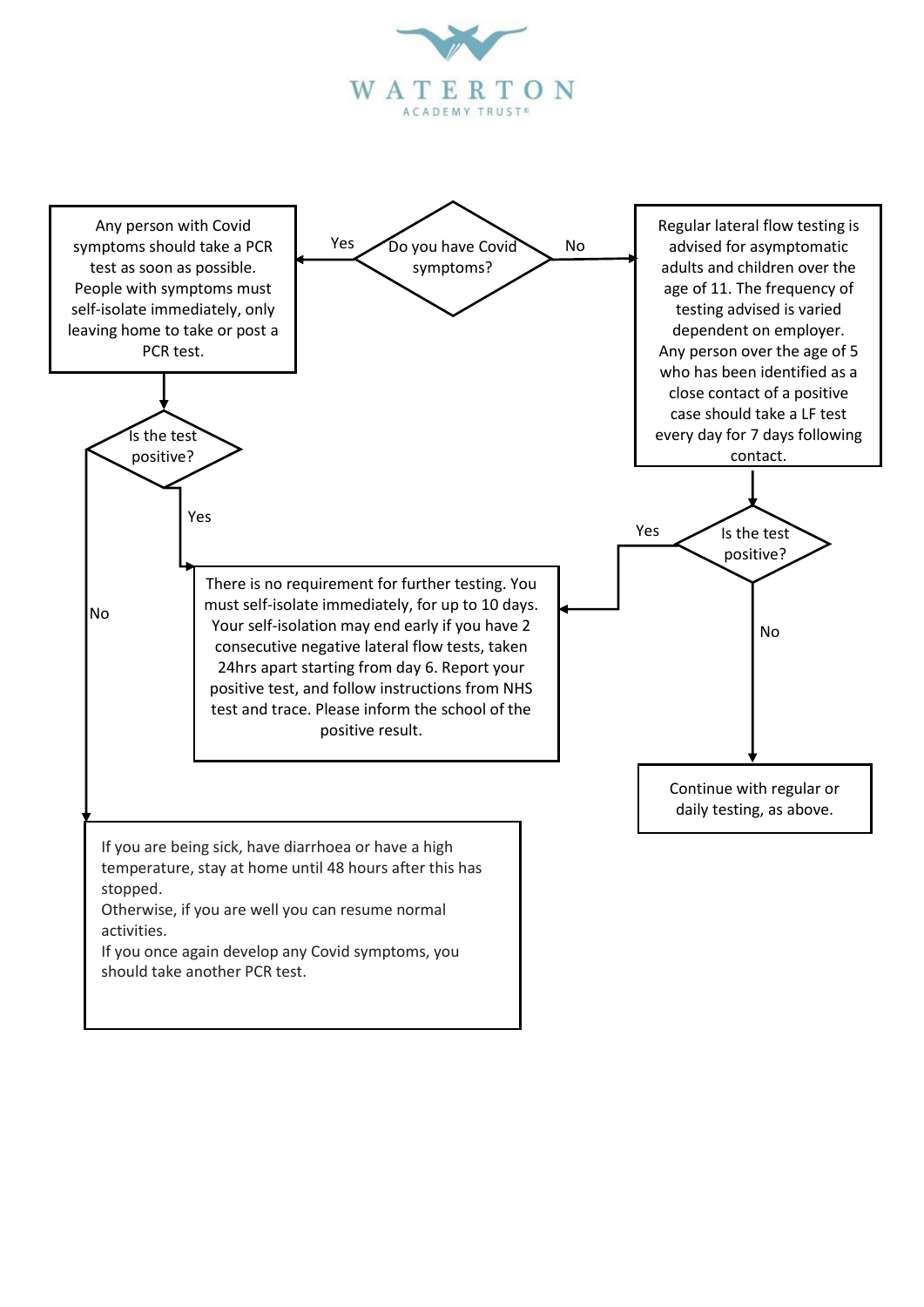WATERTON
ACADEMY TRUST®

Do you have Covid symptoms?

Yes

Any person with Covid symptoms should take a PCR test as soon as possible. People with symptoms must self-isolate immediately, only leaving home to take or post a PCR test.

Is the test positive?

Yes

There is no requirement for further testing. You must self-isolate immediately, for up to 10 days. Your self-isolation may end early if you have 2 consecutive negative lateral flow tests, taken 24hrs apart starting from day 6. Report your positive test, and follow instructions from NHS test and trace. Please inform the school of the positive result.

No

If you are being sick, have diarrhoea or have a high temperature, stay at home until 48 hours after this has stopped.
Otherwise, if you are well you can resume normal activities.
If you once again develop any Covid symptoms, you should take another PCR test.

No

Regular lateral flow testing is advised for asymptomatic adults and children over the age of 11. The frequency of testing advised is varied dependent on employer. Any person over the age of 5 who has been identified as a close contact of a positive case should take a LF test every day for 7 days following contact.

Is the test positive?

Yes

No

Continue with regular or daily testing, as above.